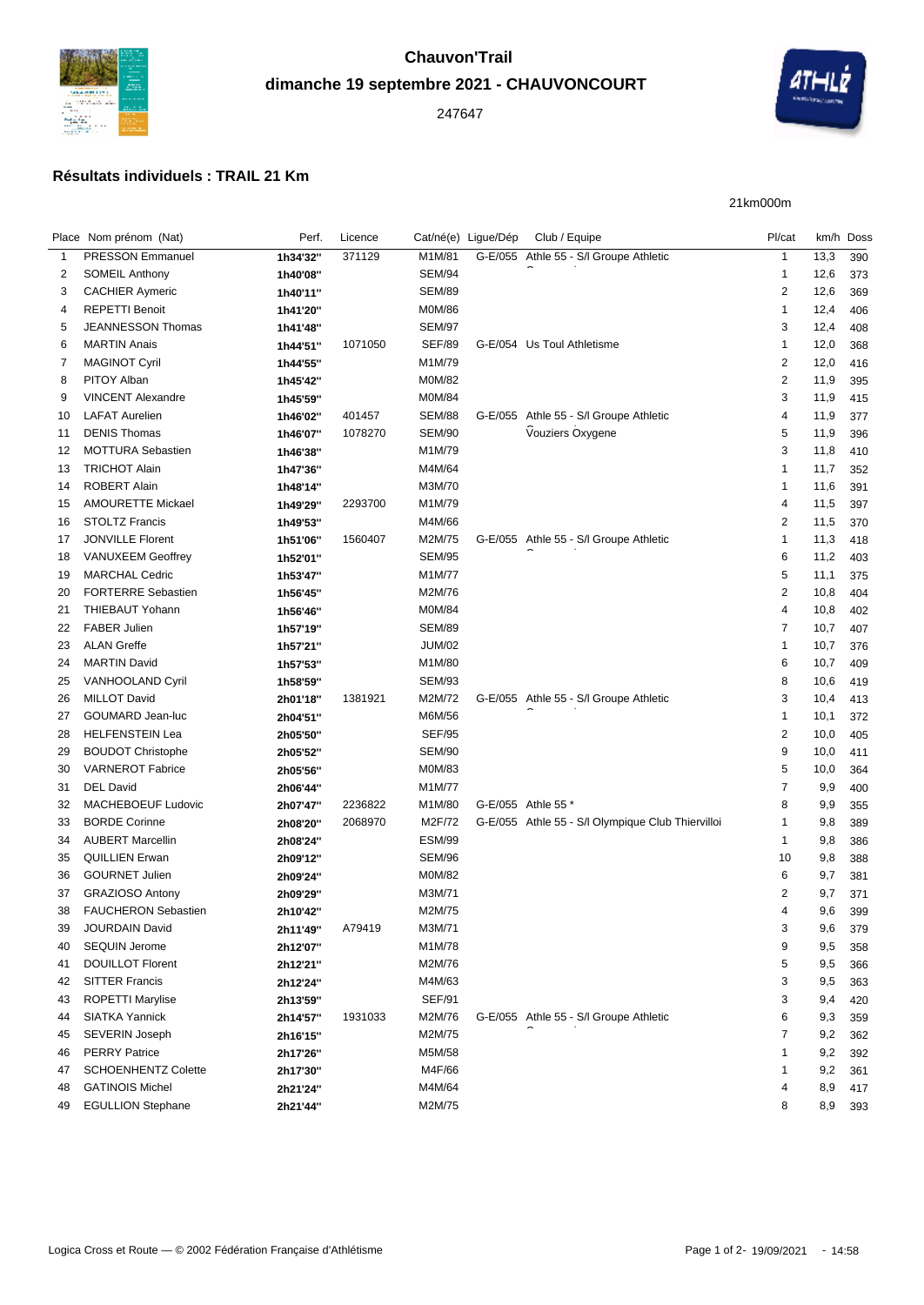# Chauvon'Trail

## dimanche 19 septembre 2021 - CHAUVONCOURT

247647

### Résultats individuels : TRAIL 21 Km

21km000m

| Place | Nom prénom (Nat) | Perf. | Licence | Cat/né(e) | Ligue/Dép | Club / Equipe | Pl/cat | km/h | Doss |
|---|---|---|---|---|---|---|---|---|---|
| 1 | PRESSON Emmanuel | 1h34'32'' | 371129 | M1M/81 | G-E/055 | Athle 55 - S/l Groupe Athletic | 1 | 13,3 | 390 |
| 2 | SOMEIL Anthony | 1h40'08'' | | SEM/94 | | | 1 | 12,6 | 373 |
| 3 | CACHIER Aymeric | 1h40'11'' | | SEM/89 | | | 2 | 12,6 | 369 |
| 4 | REPETTI Benoit | 1h41'20'' | | M0M/86 | | | 1 | 12,4 | 406 |
| 5 | JEANNESSON Thomas | 1h41'48'' | | SEM/97 | | | 3 | 12,4 | 408 |
| 6 | MARTIN Anais | 1h44'51'' | 1071050 | SEF/89 | G-E/054 | Us Toul Athletisme | 1 | 12,0 | 368 |
| 7 | MAGINOT Cyril | 1h44'55'' | | M1M/79 | | | 2 | 12,0 | 416 |
| 8 | PITOY Alban | 1h45'42'' | | M0M/82 | | | 2 | 11,9 | 395 |
| 9 | VINCENT Alexandre | 1h45'59'' | | M0M/84 | | | 3 | 11,9 | 415 |
| 10 | LAFAT Aurelien | 1h46'02'' | 401457 | SEM/88 | G-E/055 | Athle 55 - S/l Groupe Athletic | 4 | 11,9 | 377 |
| 11 | DENIS Thomas | 1h46'07'' | 1078270 | SEM/90 | | Vouziers Oxygene | 5 | 11,9 | 396 |
| 12 | MOTTURA Sebastien | 1h46'38'' | | M1M/79 | | | 3 | 11,8 | 410 |
| 13 | TRICHOT Alain | 1h47'36'' | | M4M/64 | | | 1 | 11,7 | 352 |
| 14 | ROBERT Alain | 1h48'14'' | | M3M/70 | | | 1 | 11,6 | 391 |
| 15 | AMOURETTE Mickael | 1h49'29'' | 2293700 | M1M/79 | | | 4 | 11,5 | 397 |
| 16 | STOLTZ Francis | 1h49'53'' | | M4M/66 | | | 2 | 11,5 | 370 |
| 17 | JONVILLE Florent | 1h51'06'' | 1560407 | M2M/75 | G-E/055 | Athle 55 - S/l Groupe Athletic | 1 | 11,3 | 418 |
| 18 | VANUXEEM Geoffrey | 1h52'01'' | | SEM/95 | | | 6 | 11,2 | 403 |
| 19 | MARCHAL Cedric | 1h53'47'' | | M1M/77 | | | 5 | 11,1 | 375 |
| 20 | FORTERRE Sebastien | 1h56'45'' | | M2M/76 | | | 2 | 10,8 | 404 |
| 21 | THIEBAUT Yohann | 1h56'46'' | | M0M/84 | | | 4 | 10,8 | 402 |
| 22 | FABER Julien | 1h57'19'' | | SEM/89 | | | 7 | 10,7 | 407 |
| 23 | ALAN Greffe | 1h57'21'' | | JUM/02 | | | 1 | 10,7 | 376 |
| 24 | MARTIN David | 1h57'53'' | | M1M/80 | | | 6 | 10,7 | 409 |
| 25 | VANHOOLAND Cyril | 1h58'59'' | | SEM/93 | | | 8 | 10,6 | 419 |
| 26 | MILLOT David | 2h01'18'' | 1381921 | M2M/72 | G-E/055 | Athle 55 - S/l Groupe Athletic | 3 | 10,4 | 413 |
| 27 | GOUMARD Jean-luc | 2h04'51'' | | M6M/56 | | | 1 | 10,1 | 372 |
| 28 | HELFENSTEIN Lea | 2h05'50'' | | SEF/95 | | | 2 | 10,0 | 405 |
| 29 | BOUDOT Christophe | 2h05'52'' | | SEM/90 | | | 9 | 10,0 | 411 |
| 30 | VARNEROT Fabrice | 2h05'56'' | | M0M/83 | | | 5 | 10,0 | 364 |
| 31 | DEL David | 2h06'44'' | | M1M/77 | | | 7 | 9,9 | 400 |
| 32 | MACHEBOEUF Ludovic | 2h07'47'' | 2236822 | M1M/80 | G-E/055 | Athle 55 * | 8 | 9,9 | 355 |
| 33 | BORDE Corinne | 2h08'20'' | 2068970 | M2F/72 | G-E/055 | Athle 55 - S/l Olympique Club Thiervilloi | 1 | 9,8 | 389 |
| 34 | AUBERT Marcellin | 2h08'24'' | | ESM/99 | | | 1 | 9,8 | 386 |
| 35 | QUILLIEN Erwan | 2h09'12'' | | SEM/96 | | | 10 | 9,8 | 388 |
| 36 | GOURNET Julien | 2h09'24'' | | M0M/82 | | | 6 | 9,7 | 381 |
| 37 | GRAZIOSO Antony | 2h09'29'' | | M3M/71 | | | 2 | 9,7 | 371 |
| 38 | FAUCHERON Sebastien | 2h10'42'' | | M2M/75 | | | 4 | 9,6 | 399 |
| 39 | JOURDAIN David | 2h11'49'' | A79419 | M3M/71 | | | 3 | 9,6 | 379 |
| 40 | SEQUIN Jerome | 2h12'07'' | | M1M/78 | | | 9 | 9,5 | 358 |
| 41 | DOUILLOT Florent | 2h12'21'' | | M2M/76 | | | 5 | 9,5 | 366 |
| 42 | SITTER Francis | 2h12'24'' | | M4M/63 | | | 3 | 9,5 | 363 |
| 43 | ROPETTI Marylise | 2h13'59'' | | SEF/91 | | | 3 | 9,4 | 420 |
| 44 | SIATKA Yannick | 2h14'57'' | 1931033 | M2M/76 | G-E/055 | Athle 55 - S/l Groupe Athletic | 6 | 9,3 | 359 |
| 45 | SEVERIN Joseph | 2h16'15'' | | M2M/75 | | | 7 | 9,2 | 362 |
| 46 | PERRY Patrice | 2h17'26'' | | M5M/58 | | | 1 | 9,2 | 392 |
| 47 | SCHOENHENTZ Colette | 2h17'30'' | | M4F/66 | | | 1 | 9,2 | 361 |
| 48 | GATINOIS Michel | 2h21'24'' | | M4M/64 | | | 4 | 8,9 | 417 |
| 49 | EGULLION Stephane | 2h21'44'' | | M2M/75 | | | 8 | 8,9 | 393 |

Logica Cross et Route — © 2002 Fédération Française d'Athlétisme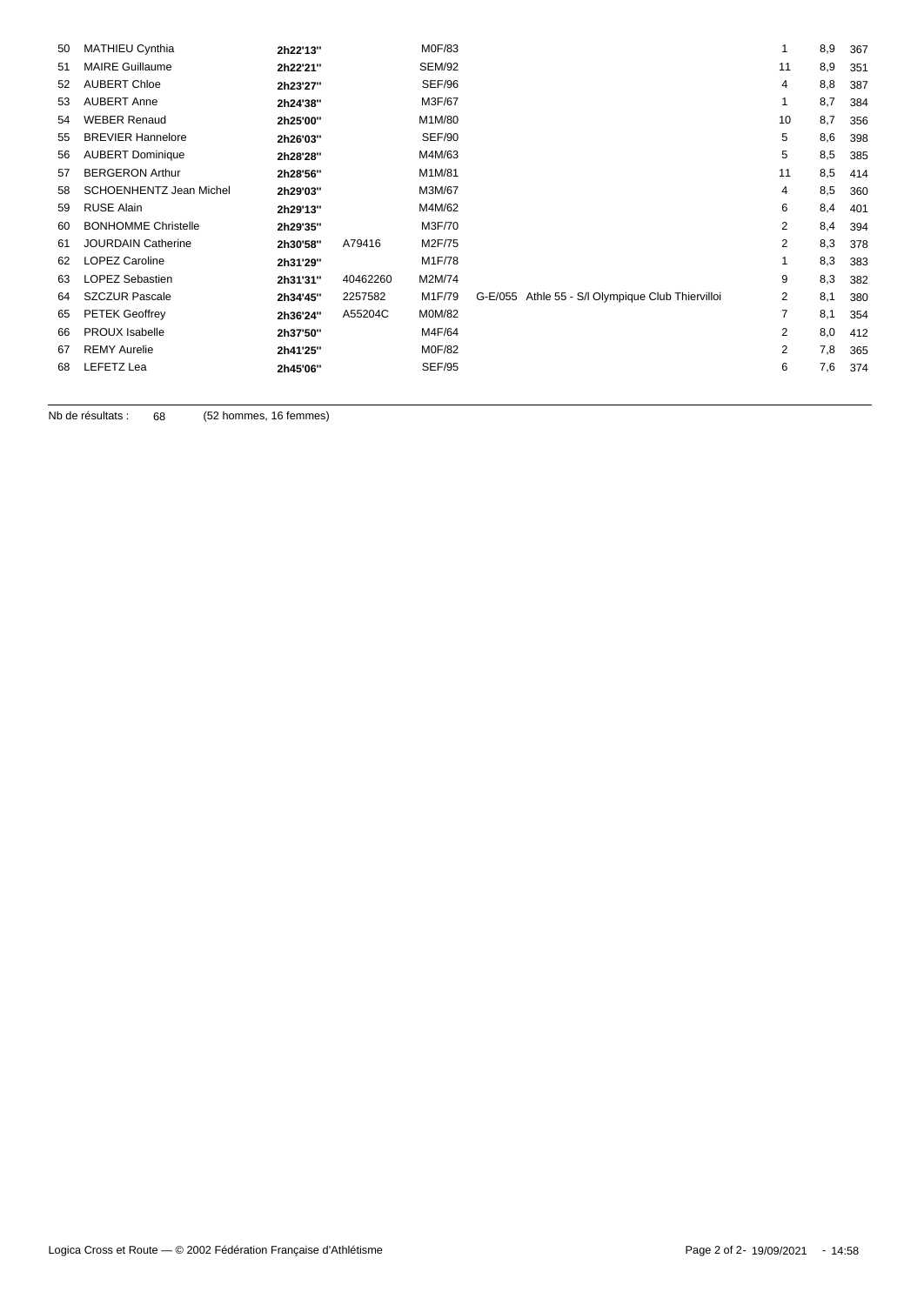| | | | | | | | | | |
|---|---|---|---|---|---|---|---|---|---|
| 50 | MATHIEU Cynthia | **2h22'13''** | | M0F/83 | | | 1 | 8,9 | 367 |
| 51 | MAIRE Guillaume | **2h22'21''** | | SEM/92 | | | 11 | 8,9 | 351 |
| 52 | AUBERT Chloe | **2h23'27''** | | SEF/96 | | | 4 | 8,8 | 387 |
| 53 | AUBERT Anne | **2h24'38''** | | M3F/67 | | | 1 | 8,7 | 384 |
| 54 | WEBER Renaud | **2h25'00''** | | M1M/80 | | | 10 | 8,7 | 356 |
| 55 | BREVIER Hannelore | **2h26'03''** | | SEF/90 | | | 5 | 8,6 | 398 |
| 56 | AUBERT Dominique | **2h28'28''** | | M4M/63 | | | 5 | 8,5 | 385 |
| 57 | BERGERON Arthur | **2h28'56''** | | M1M/81 | | | 11 | 8,5 | 414 |
| 58 | SCHOENHENTZ Jean Michel | **2h29'03''** | | M3M/67 | | | 4 | 8,5 | 360 |
| 59 | RUSE Alain | **2h29'13''** | | M4M/62 | | | 6 | 8,4 | 401 |
| 60 | BONHOMME Christelle | **2h29'35''** | | M3F/70 | | | 2 | 8,4 | 394 |
| 61 | JOURDAIN Catherine | **2h30'58''** | A79416 | M2F/75 | | | 2 | 8,3 | 378 |
| 62 | LOPEZ Caroline | **2h31'29''** | | M1F/78 | | | 1 | 8,3 | 383 |
| 63 | LOPEZ Sebastien | **2h31'31''** | 40462260 | M2M/74 | | | 9 | 8,3 | 382 |
| 64 | SZCZUR Pascale | **2h34'45''** | 2257582 | M1F/79 | G-E/055 | Athle 55 - S/l Olympique Club Thiervilloi | 2 | 8,1 | 380 |
| 65 | PETEK Geoffrey | **2h36'24''** | A55204C | M0M/82 | | | 7 | 8,1 | 354 |
| 66 | PROUX Isabelle | **2h37'50''** | | M4F/64 | | | 2 | 8,0 | 412 |
| 67 | REMY Aurelie | **2h41'25''** | | M0F/82 | | | 2 | 7,8 | 365 |
| 68 | LEFETZ Lea | **2h45'06''** | | SEF/95 | | | 6 | 7,6 | 374 |

Nb de résultats : 68 (52 hommes, 16 femmes)

Logica Cross et Route — © 2002 Fédération Française d'Athlétisme — 19/09/2021 - 14:58